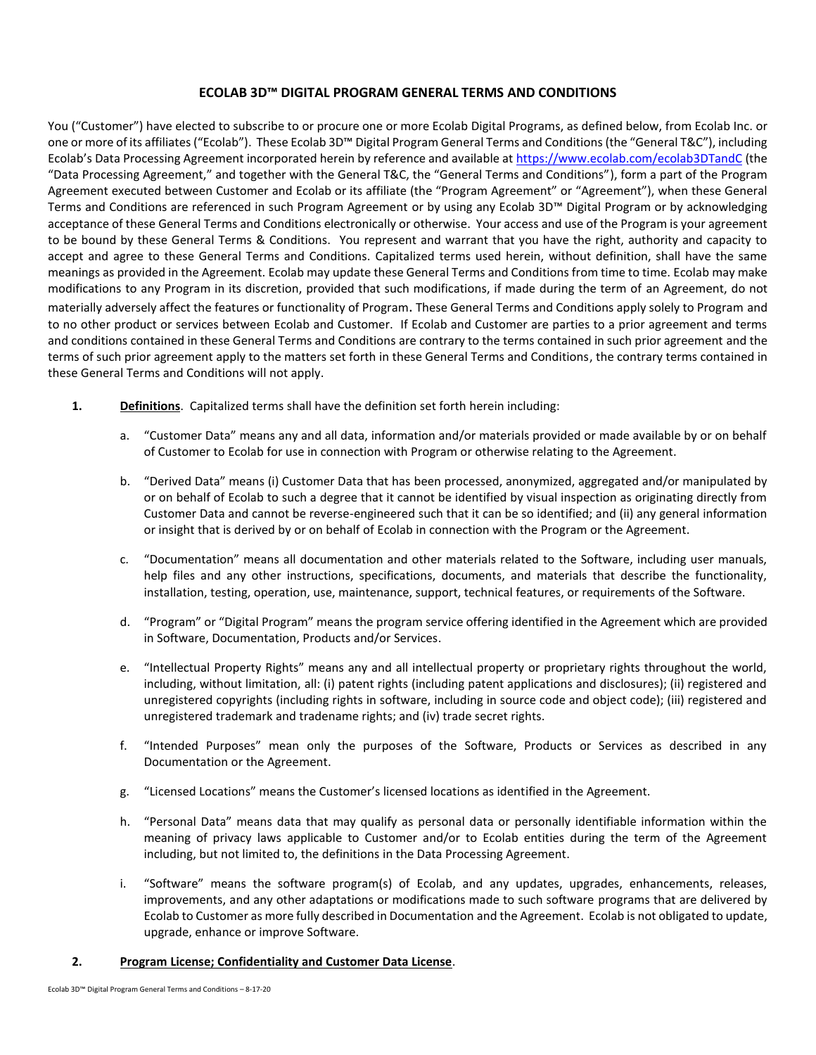# ECOLAB 3D™ DIGITAL PROGRAM GENERAL TERMS AND CONDITIONS

You ("Customer") have elected to subscribe to or procure one or more Ecolab Digital Programs, as defined below, from Ecolab Inc. or one or more of its affiliates ("Ecolab"). These Ecolab 3D™ Digital Program General Terms and Conditions (the "General T&C"), including Ecolab's Data Processing Agreement incorporated herein by reference and available at https://www.ecolab.com/ecolab3DTandC (the "Data Processing Agreement," and together with the General T&C, the "General Terms and Conditions"), form a part of the Program Agreement executed between Customer and Ecolab or its affiliate (the "Program Agreement" or "Agreement"), when these General Terms and Conditions are referenced in such Program Agreement or by using any Ecolab 3D™ Digital Program or by acknowledging acceptance of these General Terms and Conditions electronically or otherwise. Your access and use of the Program is your agreement to be bound by these General Terms & Conditions. You represent and warrant that you have the right, authority and capacity to accept and agree to these General Terms and Conditions. Capitalized terms used herein, without definition, shall have the same meanings as provided in the Agreement. Ecolab may update these General Terms and Conditions from time to time. Ecolab may make modifications to any Program in its discretion, provided that such modifications, if made during the term of an Agreement, do not materially adversely affect the features or functionality of Program. These General Terms and Conditions apply solely to Program and to no other product or services between Ecolab and Customer. If Ecolab and Customer are parties to a prior agreement and terms and conditions contained in these General Terms and Conditions are contrary to the terms contained in such prior agreement and the terms of such prior agreement apply to the matters set forth in these General Terms and Conditions, the contrary terms contained in these General Terms and Conditions will not apply.

**1. Definitions**. Capitalized terms shall have the definition set forth herein including:

a. "Customer Data" means any and all data, information and/or materials provided or made available by or on behalf of Customer to Ecolab for use in connection with Program or otherwise relating to the Agreement.

b. "Derived Data" means (i) Customer Data that has been processed, anonymized, aggregated and/or manipulated by or on behalf of Ecolab to such a degree that it cannot be identified by visual inspection as originating directly from Customer Data and cannot be reverse-engineered such that it can be so identified; and (ii) any general information or insight that is derived by or on behalf of Ecolab in connection with the Program or the Agreement.

c. "Documentation" means all documentation and other materials related to the Software, including user manuals, help files and any other instructions, specifications, documents, and materials that describe the functionality, installation, testing, operation, use, maintenance, support, technical features, or requirements of the Software.

d. "Program" or "Digital Program" means the program service offering identified in the Agreement which are provided in Software, Documentation, Products and/or Services.

e. "Intellectual Property Rights" means any and all intellectual property or proprietary rights throughout the world, including, without limitation, all: (i) patent rights (including patent applications and disclosures); (ii) registered and unregistered copyrights (including rights in software, including in source code and object code); (iii) registered and unregistered trademark and tradename rights; and (iv) trade secret rights.

f. "Intended Purposes" mean only the purposes of the Software, Products or Services as described in any Documentation or the Agreement.

g. "Licensed Locations" means the Customer's licensed locations as identified in the Agreement.

h. "Personal Data" means data that may qualify as personal data or personally identifiable information within the meaning of privacy laws applicable to Customer and/or to Ecolab entities during the term of the Agreement including, but not limited to, the definitions in the Data Processing Agreement.

i. "Software" means the software program(s) of Ecolab, and any updates, upgrades, enhancements, releases, improvements, and any other adaptations or modifications made to such software programs that are delivered by Ecolab to Customer as more fully described in Documentation and the Agreement. Ecolab is not obligated to update, upgrade, enhance or improve Software.

**2. Program License; Confidentiality and Customer Data License**.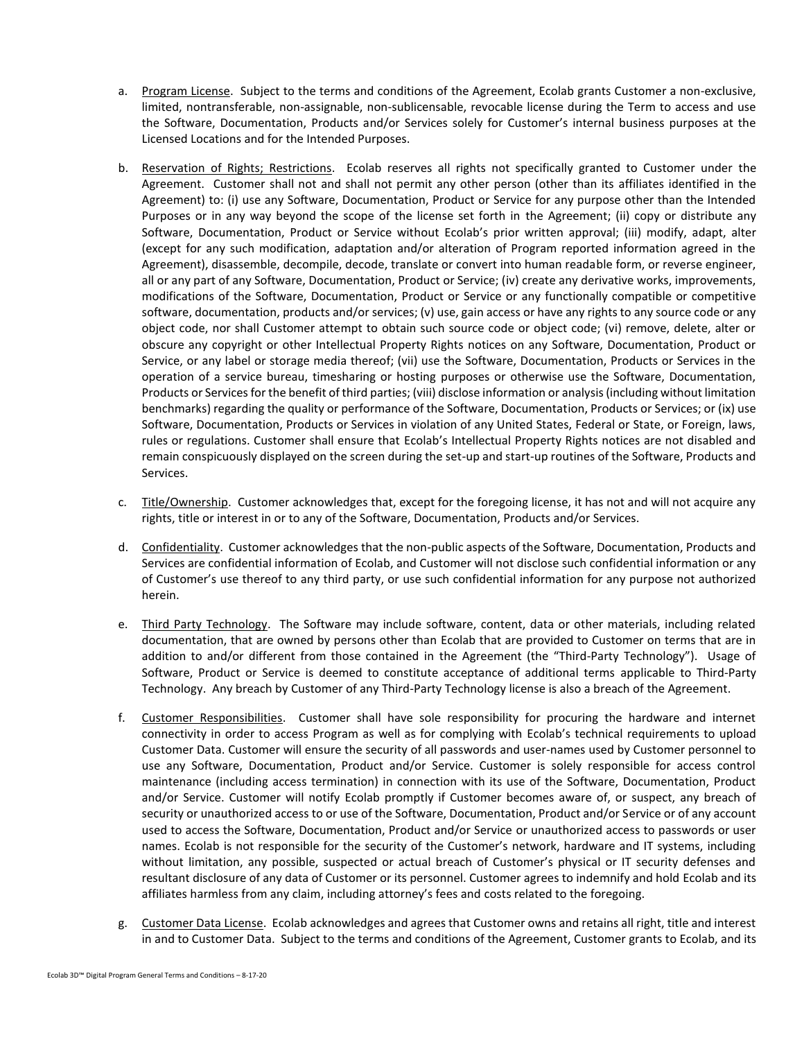a. Program License. Subject to the terms and conditions of the Agreement, Ecolab grants Customer a non-exclusive, limited, nontransferable, non-assignable, non-sublicensable, revocable license during the Term to access and use the Software, Documentation, Products and/or Services solely for Customer's internal business purposes at the Licensed Locations and for the Intended Purposes.

b. Reservation of Rights; Restrictions. Ecolab reserves all rights not specifically granted to Customer under the Agreement. Customer shall not and shall not permit any other person (other than its affiliates identified in the Agreement) to: (i) use any Software, Documentation, Product or Service for any purpose other than the Intended Purposes or in any way beyond the scope of the license set forth in the Agreement; (ii) copy or distribute any Software, Documentation, Product or Service without Ecolab's prior written approval; (iii) modify, adapt, alter (except for any such modification, adaptation and/or alteration of Program reported information agreed in the Agreement), disassemble, decompile, decode, translate or convert into human readable form, or reverse engineer, all or any part of any Software, Documentation, Product or Service; (iv) create any derivative works, improvements, modifications of the Software, Documentation, Product or Service or any functionally compatible or competitive software, documentation, products and/or services; (v) use, gain access or have any rights to any source code or any object code, nor shall Customer attempt to obtain such source code or object code; (vi) remove, delete, alter or obscure any copyright or other Intellectual Property Rights notices on any Software, Documentation, Product or Service, or any label or storage media thereof; (vii) use the Software, Documentation, Products or Services in the operation of a service bureau, timesharing or hosting purposes or otherwise use the Software, Documentation, Products or Services for the benefit of third parties; (viii) disclose information or analysis (including without limitation benchmarks) regarding the quality or performance of the Software, Documentation, Products or Services; or (ix) use Software, Documentation, Products or Services in violation of any United States, Federal or State, or Foreign, laws, rules or regulations. Customer shall ensure that Ecolab's Intellectual Property Rights notices are not disabled and remain conspicuously displayed on the screen during the set-up and start-up routines of the Software, Products and Services.

c. Title/Ownership. Customer acknowledges that, except for the foregoing license, it has not and will not acquire any rights, title or interest in or to any of the Software, Documentation, Products and/or Services.

d. Confidentiality. Customer acknowledges that the non-public aspects of the Software, Documentation, Products and Services are confidential information of Ecolab, and Customer will not disclose such confidential information or any of Customer's use thereof to any third party, or use such confidential information for any purpose not authorized herein.

e. Third Party Technology. The Software may include software, content, data or other materials, including related documentation, that are owned by persons other than Ecolab that are provided to Customer on terms that are in addition to and/or different from those contained in the Agreement (the "Third-Party Technology"). Usage of Software, Product or Service is deemed to constitute acceptance of additional terms applicable to Third-Party Technology. Any breach by Customer of any Third-Party Technology license is also a breach of the Agreement.

f. Customer Responsibilities. Customer shall have sole responsibility for procuring the hardware and internet connectivity in order to access Program as well as for complying with Ecolab's technical requirements to upload Customer Data. Customer will ensure the security of all passwords and user-names used by Customer personnel to use any Software, Documentation, Product and/or Service. Customer is solely responsible for access control maintenance (including access termination) in connection with its use of the Software, Documentation, Product and/or Service. Customer will notify Ecolab promptly if Customer becomes aware of, or suspect, any breach of security or unauthorized access to or use of the Software, Documentation, Product and/or Service or of any account used to access the Software, Documentation, Product and/or Service or unauthorized access to passwords or user names. Ecolab is not responsible for the security of the Customer's network, hardware and IT systems, including without limitation, any possible, suspected or actual breach of Customer's physical or IT security defenses and resultant disclosure of any data of Customer or its personnel. Customer agrees to indemnify and hold Ecolab and its affiliates harmless from any claim, including attorney's fees and costs related to the foregoing.

g. Customer Data License. Ecolab acknowledges and agrees that Customer owns and retains all right, title and interest in and to Customer Data. Subject to the terms and conditions of the Agreement, Customer grants to Ecolab, and its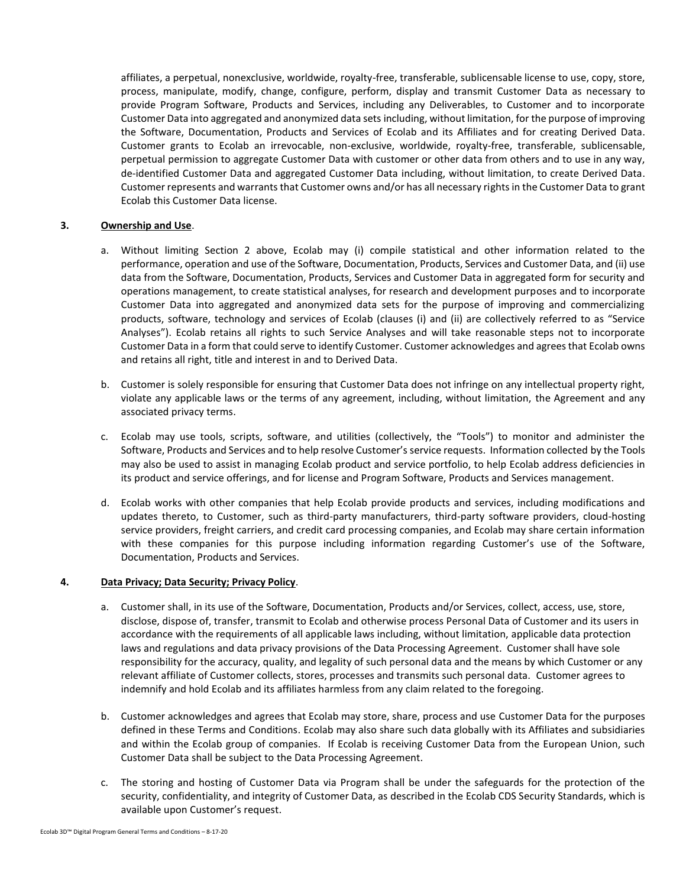affiliates, a perpetual, nonexclusive, worldwide, royalty-free, transferable, sublicensable license to use, copy, store, process, manipulate, modify, change, configure, perform, display and transmit Customer Data as necessary to provide Program Software, Products and Services, including any Deliverables, to Customer and to incorporate Customer Data into aggregated and anonymized data sets including, without limitation, for the purpose of improving the Software, Documentation, Products and Services of Ecolab and its Affiliates and for creating Derived Data. Customer grants to Ecolab an irrevocable, non-exclusive, worldwide, royalty-free, transferable, sublicensable, perpetual permission to aggregate Customer Data with customer or other data from others and to use in any way, de-identified Customer Data and aggregated Customer Data including, without limitation, to create Derived Data. Customer represents and warrants that Customer owns and/or has all necessary rights in the Customer Data to grant Ecolab this Customer Data license.

**3. <u>Ownership and Use</u>.**

a. Without limiting Section 2 above, Ecolab may (i) compile statistical and other information related to the performance, operation and use of the Software, Documentation, Products, Services and Customer Data, and (ii) use data from the Software, Documentation, Products, Services and Customer Data in aggregated form for security and operations management, to create statistical analyses, for research and development purposes and to incorporate Customer Data into aggregated and anonymized data sets for the purpose of improving and commercializing products, software, technology and services of Ecolab (clauses (i) and (ii) are collectively referred to as "Service Analyses"). Ecolab retains all rights to such Service Analyses and will take reasonable steps not to incorporate Customer Data in a form that could serve to identify Customer. Customer acknowledges and agrees that Ecolab owns and retains all right, title and interest in and to Derived Data.

b. Customer is solely responsible for ensuring that Customer Data does not infringe on any intellectual property right, violate any applicable laws or the terms of any agreement, including, without limitation, the Agreement and any associated privacy terms.

c. Ecolab may use tools, scripts, software, and utilities (collectively, the "Tools") to monitor and administer the Software, Products and Services and to help resolve Customer's service requests. Information collected by the Tools may also be used to assist in managing Ecolab product and service portfolio, to help Ecolab address deficiencies in its product and service offerings, and for license and Program Software, Products and Services management.

d. Ecolab works with other companies that help Ecolab provide products and services, including modifications and updates thereto, to Customer, such as third-party manufacturers, third-party software providers, cloud-hosting service providers, freight carriers, and credit card processing companies, and Ecolab may share certain information with these companies for this purpose including information regarding Customer's use of the Software, Documentation, Products and Services.

**4. <u>Data Privacy; Data Security; Privacy Policy</u>.**

a. Customer shall, in its use of the Software, Documentation, Products and/or Services, collect, access, use, store, disclose, dispose of, transfer, transmit to Ecolab and otherwise process Personal Data of Customer and its users in accordance with the requirements of all applicable laws including, without limitation, applicable data protection laws and regulations and data privacy provisions of the Data Processing Agreement. Customer shall have sole responsibility for the accuracy, quality, and legality of such personal data and the means by which Customer or any relevant affiliate of Customer collects, stores, processes and transmits such personal data. Customer agrees to indemnify and hold Ecolab and its affiliates harmless from any claim related to the foregoing.

b. Customer acknowledges and agrees that Ecolab may store, share, process and use Customer Data for the purposes defined in these Terms and Conditions. Ecolab may also share such data globally with its Affiliates and subsidiaries and within the Ecolab group of companies. If Ecolab is receiving Customer Data from the European Union, such Customer Data shall be subject to the Data Processing Agreement.

c. The storing and hosting of Customer Data via Program shall be under the safeguards for the protection of the security, confidentiality, and integrity of Customer Data, as described in the Ecolab CDS Security Standards, which is available upon Customer's request.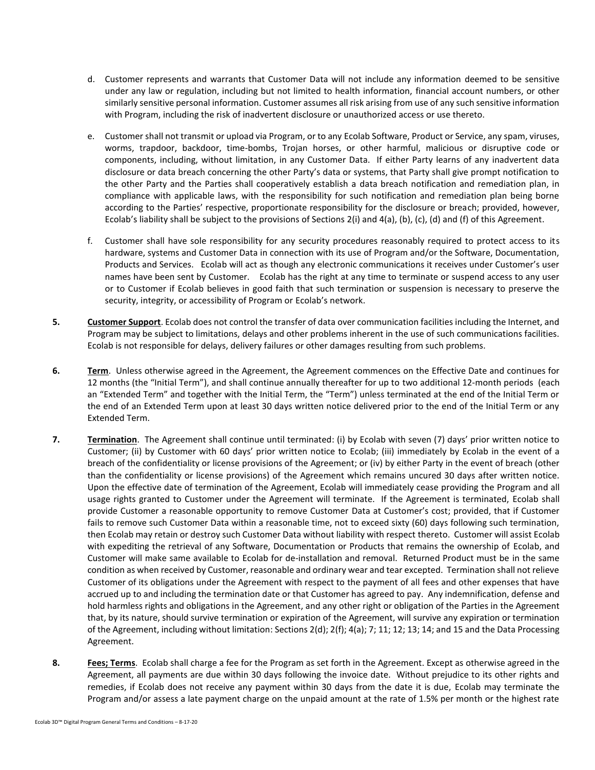d. Customer represents and warrants that Customer Data will not include any information deemed to be sensitive under any law or regulation, including but not limited to health information, financial account numbers, or other similarly sensitive personal information. Customer assumes all risk arising from use of any such sensitive information with Program, including the risk of inadvertent disclosure or unauthorized access or use thereto.

e. Customer shall not transmit or upload via Program, or to any Ecolab Software, Product or Service, any spam, viruses, worms, trapdoor, backdoor, time-bombs, Trojan horses, or other harmful, malicious or disruptive code or components, including, without limitation, in any Customer Data. If either Party learns of any inadvertent data disclosure or data breach concerning the other Party's data or systems, that Party shall give prompt notification to the other Party and the Parties shall cooperatively establish a data breach notification and remediation plan, in compliance with applicable laws, with the responsibility for such notification and remediation plan being borne according to the Parties' respective, proportionate responsibility for the disclosure or breach; provided, however, Ecolab's liability shall be subject to the provisions of Sections 2(i) and 4(a), (b), (c), (d) and (f) of this Agreement.

f. Customer shall have sole responsibility for any security procedures reasonably required to protect access to its hardware, systems and Customer Data in connection with its use of Program and/or the Software, Documentation, Products and Services. Ecolab will act as though any electronic communications it receives under Customer's user names have been sent by Customer. Ecolab has the right at any time to terminate or suspend access to any user or to Customer if Ecolab believes in good faith that such termination or suspension is necessary to preserve the security, integrity, or accessibility of Program or Ecolab's network.

**5.** **Customer Support**. Ecolab does not control the transfer of data over communication facilities including the Internet, and Program may be subject to limitations, delays and other problems inherent in the use of such communications facilities. Ecolab is not responsible for delays, delivery failures or other damages resulting from such problems.

**6.** **Term**. Unless otherwise agreed in the Agreement, the Agreement commences on the Effective Date and continues for 12 months (the "Initial Term"), and shall continue annually thereafter for up to two additional 12-month periods (each an "Extended Term" and together with the Initial Term, the "Term") unless terminated at the end of the Initial Term or the end of an Extended Term upon at least 30 days written notice delivered prior to the end of the Initial Term or any Extended Term.

**7.** **Termination**. The Agreement shall continue until terminated: (i) by Ecolab with seven (7) days' prior written notice to Customer; (ii) by Customer with 60 days' prior written notice to Ecolab; (iii) immediately by Ecolab in the event of a breach of the confidentiality or license provisions of the Agreement; or (iv) by either Party in the event of breach (other than the confidentiality or license provisions) of the Agreement which remains uncured 30 days after written notice. Upon the effective date of termination of the Agreement, Ecolab will immediately cease providing the Program and all usage rights granted to Customer under the Agreement will terminate. If the Agreement is terminated, Ecolab shall provide Customer a reasonable opportunity to remove Customer Data at Customer's cost; provided, that if Customer fails to remove such Customer Data within a reasonable time, not to exceed sixty (60) days following such termination, then Ecolab may retain or destroy such Customer Data without liability with respect thereto. Customer will assist Ecolab with expediting the retrieval of any Software, Documentation or Products that remains the ownership of Ecolab, and Customer will make same available to Ecolab for de-installation and removal. Returned Product must be in the same condition as when received by Customer, reasonable and ordinary wear and tear excepted. Termination shall not relieve Customer of its obligations under the Agreement with respect to the payment of all fees and other expenses that have accrued up to and including the termination date or that Customer has agreed to pay. Any indemnification, defense and hold harmless rights and obligations in the Agreement, and any other right or obligation of the Parties in the Agreement that, by its nature, should survive termination or expiration of the Agreement, will survive any expiration or termination of the Agreement, including without limitation: Sections 2(d); 2(f); 4(a); 7; 11; 12; 13; 14; and 15 and the Data Processing Agreement.

**8.** **Fees; Terms**. Ecolab shall charge a fee for the Program as set forth in the Agreement. Except as otherwise agreed in the Agreement, all payments are due within 30 days following the invoice date. Without prejudice to its other rights and remedies, if Ecolab does not receive any payment within 30 days from the date it is due, Ecolab may terminate the Program and/or assess a late payment charge on the unpaid amount at the rate of 1.5% per month or the highest rate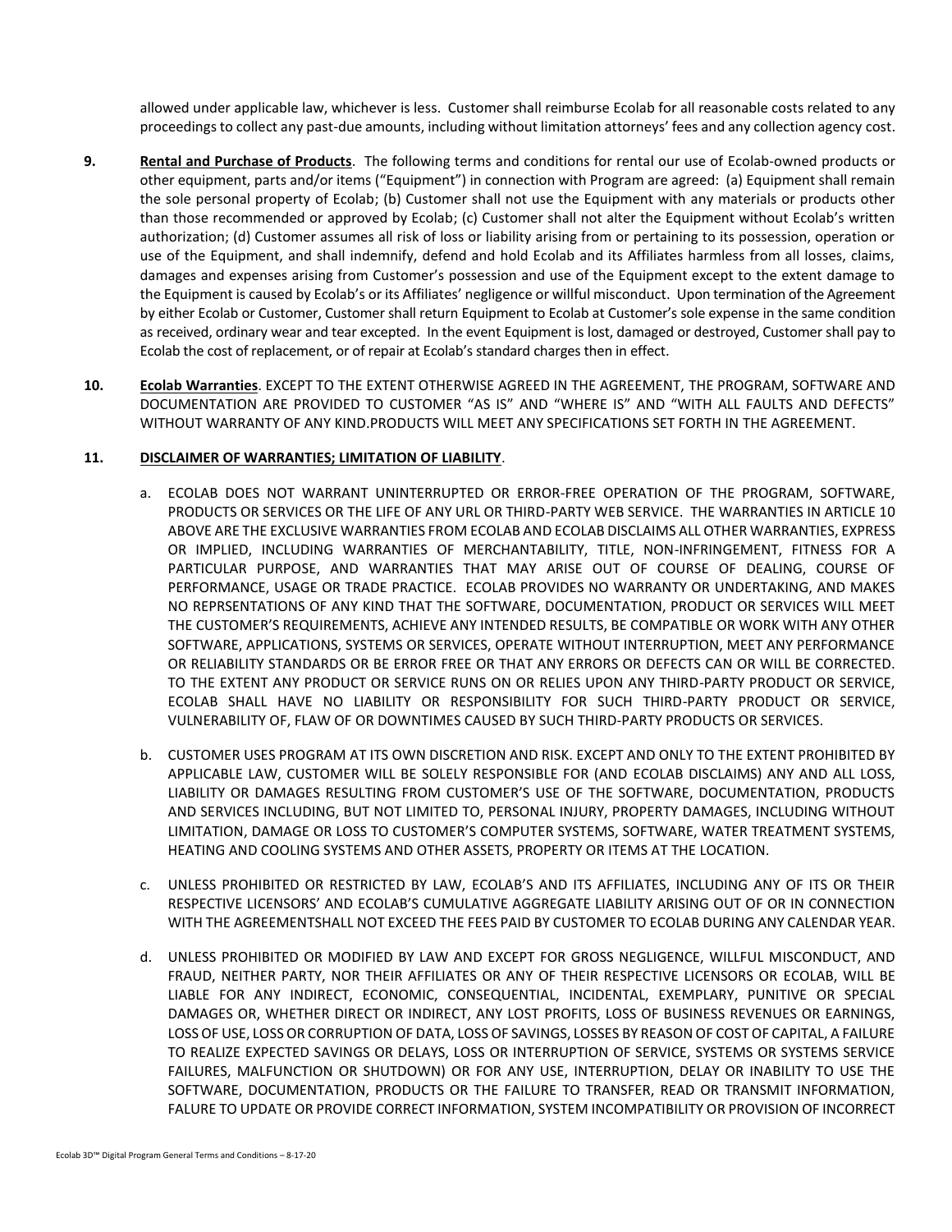allowed under applicable law, whichever is less. Customer shall reimburse Ecolab for all reasonable costs related to any proceedings to collect any past-due amounts, including without limitation attorneys' fees and any collection agency cost.

**9. Rental and Purchase of Products**. The following terms and conditions for rental our use of Ecolab-owned products or other equipment, parts and/or items ("Equipment") in connection with Program are agreed: (a) Equipment shall remain the sole personal property of Ecolab; (b) Customer shall not use the Equipment with any materials or products other than those recommended or approved by Ecolab; (c) Customer shall not alter the Equipment without Ecolab's written authorization; (d) Customer assumes all risk of loss or liability arising from or pertaining to its possession, operation or use of the Equipment, and shall indemnify, defend and hold Ecolab and its Affiliates harmless from all losses, claims, damages and expenses arising from Customer's possession and use of the Equipment except to the extent damage to the Equipment is caused by Ecolab's or its Affiliates' negligence or willful misconduct. Upon termination of the Agreement by either Ecolab or Customer, Customer shall return Equipment to Ecolab at Customer's sole expense in the same condition as received, ordinary wear and tear excepted. In the event Equipment is lost, damaged or destroyed, Customer shall pay to Ecolab the cost of replacement, or of repair at Ecolab's standard charges then in effect.

**10. Ecolab Warranties**. EXCEPT TO THE EXTENT OTHERWISE AGREED IN THE AGREEMENT, THE PROGRAM, SOFTWARE AND DOCUMENTATION ARE PROVIDED TO CUSTOMER "AS IS" AND "WHERE IS" AND "WITH ALL FAULTS AND DEFECTS" WITHOUT WARRANTY OF ANY KIND.PRODUCTS WILL MEET ANY SPECIFICATIONS SET FORTH IN THE AGREEMENT.

**11. DISCLAIMER OF WARRANTIES; LIMITATION OF LIABILITY**.

a. ECOLAB DOES NOT WARRANT UNINTERRUPTED OR ERROR-FREE OPERATION OF THE PROGRAM, SOFTWARE, PRODUCTS OR SERVICES OR THE LIFE OF ANY URL OR THIRD-PARTY WEB SERVICE. THE WARRANTIES IN ARTICLE 10 ABOVE ARE THE EXCLUSIVE WARRANTIES FROM ECOLAB AND ECOLAB DISCLAIMS ALL OTHER WARRANTIES, EXPRESS OR IMPLIED, INCLUDING WARRANTIES OF MERCHANTABILITY, TITLE, NON-INFRINGEMENT, FITNESS FOR A PARTICULAR PURPOSE, AND WARRANTIES THAT MAY ARISE OUT OF COURSE OF DEALING, COURSE OF PERFORMANCE, USAGE OR TRADE PRACTICE. ECOLAB PROVIDES NO WARRANTY OR UNDERTAKING, AND MAKES NO REPRSENTATIONS OF ANY KIND THAT THE SOFTWARE, DOCUMENTATION, PRODUCT OR SERVICES WILL MEET THE CUSTOMER'S REQUIREMENTS, ACHIEVE ANY INTENDED RESULTS, BE COMPATIBLE OR WORK WITH ANY OTHER SOFTWARE, APPLICATIONS, SYSTEMS OR SERVICES, OPERATE WITHOUT INTERRUPTION, MEET ANY PERFORMANCE OR RELIABILITY STANDARDS OR BE ERROR FREE OR THAT ANY ERRORS OR DEFECTS CAN OR WILL BE CORRECTED. TO THE EXTENT ANY PRODUCT OR SERVICE RUNS ON OR RELIES UPON ANY THIRD-PARTY PRODUCT OR SERVICE, ECOLAB SHALL HAVE NO LIABILITY OR RESPONSIBILITY FOR SUCH THIRD-PARTY PRODUCT OR SERVICE, VULNERABILITY OF, FLAW OF OR DOWNTIMES CAUSED BY SUCH THIRD-PARTY PRODUCTS OR SERVICES.

b. CUSTOMER USES PROGRAM AT ITS OWN DISCRETION AND RISK. EXCEPT AND ONLY TO THE EXTENT PROHIBITED BY APPLICABLE LAW, CUSTOMER WILL BE SOLELY RESPONSIBLE FOR (AND ECOLAB DISCLAIMS) ANY AND ALL LOSS, LIABILITY OR DAMAGES RESULTING FROM CUSTOMER'S USE OF THE SOFTWARE, DOCUMENTATION, PRODUCTS AND SERVICES INCLUDING, BUT NOT LIMITED TO, PERSONAL INJURY, PROPERTY DAMAGES, INCLUDING WITHOUT LIMITATION, DAMAGE OR LOSS TO CUSTOMER'S COMPUTER SYSTEMS, SOFTWARE, WATER TREATMENT SYSTEMS, HEATING AND COOLING SYSTEMS AND OTHER ASSETS, PROPERTY OR ITEMS AT THE LOCATION.

c. UNLESS PROHIBITED OR RESTRICTED BY LAW, ECOLAB'S AND ITS AFFILIATES, INCLUDING ANY OF ITS OR THEIR RESPECTIVE LICENSORS' AND ECOLAB'S CUMULATIVE AGGREGATE LIABILITY ARISING OUT OF OR IN CONNECTION WITH THE AGREEMENTSHALL NOT EXCEED THE FEES PAID BY CUSTOMER TO ECOLAB DURING ANY CALENDAR YEAR.

d. UNLESS PROHIBITED OR MODIFIED BY LAW AND EXCEPT FOR GROSS NEGLIGENCE, WILLFUL MISCONDUCT, AND FRAUD, NEITHER PARTY, NOR THEIR AFFILIATES OR ANY OF THEIR RESPECTIVE LICENSORS OR ECOLAB, WILL BE LIABLE FOR ANY INDIRECT, ECONOMIC, CONSEQUENTIAL, INCIDENTAL, EXEMPLARY, PUNITIVE OR SPECIAL DAMAGES OR, WHETHER DIRECT OR INDIRECT, ANY LOST PROFITS, LOSS OF BUSINESS REVENUES OR EARNINGS, LOSS OF USE, LOSS OR CORRUPTION OF DATA, LOSS OF SAVINGS, LOSSES BY REASON OF COST OF CAPITAL, A FAILURE TO REALIZE EXPECTED SAVINGS OR DELAYS, LOSS OR INTERRUPTION OF SERVICE, SYSTEMS OR SYSTEMS SERVICE FAILURES, MALFUNCTION OR SHUTDOWN) OR FOR ANY USE, INTERRUPTION, DELAY OR INABILITY TO USE THE SOFTWARE, DOCUMENTATION, PRODUCTS OR THE FAILURE TO TRANSFER, READ OR TRANSMIT INFORMATION, FALURE TO UPDATE OR PROVIDE CORRECT INFORMATION, SYSTEM INCOMPATIBILITY OR PROVISION OF INCORRECT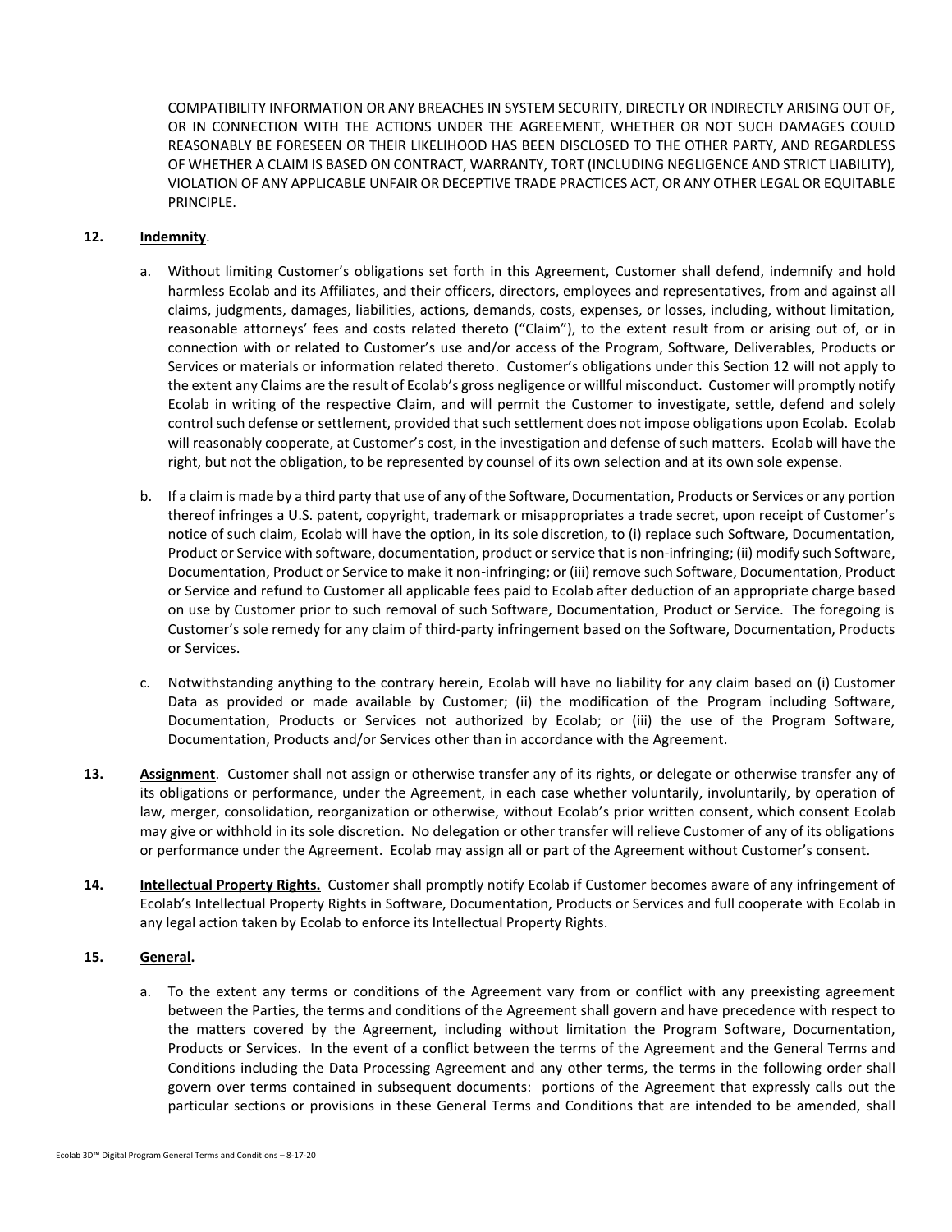COMPATIBILITY INFORMATION OR ANY BREACHES IN SYSTEM SECURITY, DIRECTLY OR INDIRECTLY ARISING OUT OF, OR IN CONNECTION WITH THE ACTIONS UNDER THE AGREEMENT, WHETHER OR NOT SUCH DAMAGES COULD REASONABLY BE FORESEEN OR THEIR LIKELIHOOD HAS BEEN DISCLOSED TO THE OTHER PARTY, AND REGARDLESS OF WHETHER A CLAIM IS BASED ON CONTRACT, WARRANTY, TORT (INCLUDING NEGLIGENCE AND STRICT LIABILITY), VIOLATION OF ANY APPLICABLE UNFAIR OR DECEPTIVE TRADE PRACTICES ACT, OR ANY OTHER LEGAL OR EQUITABLE PRINCIPLE.

**12. Indemnity**.

a. Without limiting Customer's obligations set forth in this Agreement, Customer shall defend, indemnify and hold harmless Ecolab and its Affiliates, and their officers, directors, employees and representatives, from and against all claims, judgments, damages, liabilities, actions, demands, costs, expenses, or losses, including, without limitation, reasonable attorneys' fees and costs related thereto ("Claim"), to the extent result from or arising out of, or in connection with or related to Customer's use and/or access of the Program, Software, Deliverables, Products or Services or materials or information related thereto. Customer's obligations under this Section 12 will not apply to the extent any Claims are the result of Ecolab's gross negligence or willful misconduct. Customer will promptly notify Ecolab in writing of the respective Claim, and will permit the Customer to investigate, settle, defend and solely control such defense or settlement, provided that such settlement does not impose obligations upon Ecolab. Ecolab will reasonably cooperate, at Customer's cost, in the investigation and defense of such matters. Ecolab will have the right, but not the obligation, to be represented by counsel of its own selection and at its own sole expense.

b. If a claim is made by a third party that use of any of the Software, Documentation, Products or Services or any portion thereof infringes a U.S. patent, copyright, trademark or misappropriates a trade secret, upon receipt of Customer's notice of such claim, Ecolab will have the option, in its sole discretion, to (i) replace such Software, Documentation, Product or Service with software, documentation, product or service that is non-infringing; (ii) modify such Software, Documentation, Product or Service to make it non-infringing; or (iii) remove such Software, Documentation, Product or Service and refund to Customer all applicable fees paid to Ecolab after deduction of an appropriate charge based on use by Customer prior to such removal of such Software, Documentation, Product or Service. The foregoing is Customer's sole remedy for any claim of third-party infringement based on the Software, Documentation, Products or Services.

c. Notwithstanding anything to the contrary herein, Ecolab will have no liability for any claim based on (i) Customer Data as provided or made available by Customer; (ii) the modification of the Program including Software, Documentation, Products or Services not authorized by Ecolab; or (iii) the use of the Program Software, Documentation, Products and/or Services other than in accordance with the Agreement.

**13. Assignment**. Customer shall not assign or otherwise transfer any of its rights, or delegate or otherwise transfer any of its obligations or performance, under the Agreement, in each case whether voluntarily, involuntarily, by operation of law, merger, consolidation, reorganization or otherwise, without Ecolab's prior written consent, which consent Ecolab may give or withhold in its sole discretion. No delegation or other transfer will relieve Customer of any of its obligations or performance under the Agreement. Ecolab may assign all or part of the Agreement without Customer's consent.

**14. Intellectual Property Rights.** Customer shall promptly notify Ecolab if Customer becomes aware of any infringement of Ecolab's Intellectual Property Rights in Software, Documentation, Products or Services and full cooperate with Ecolab in any legal action taken by Ecolab to enforce its Intellectual Property Rights.

**15. General.**

a. To the extent any terms or conditions of the Agreement vary from or conflict with any preexisting agreement between the Parties, the terms and conditions of the Agreement shall govern and have precedence with respect to the matters covered by the Agreement, including without limitation the Program Software, Documentation, Products or Services. In the event of a conflict between the terms of the Agreement and the General Terms and Conditions including the Data Processing Agreement and any other terms, the terms in the following order shall govern over terms contained in subsequent documents: portions of the Agreement that expressly calls out the particular sections or provisions in these General Terms and Conditions that are intended to be amended, shall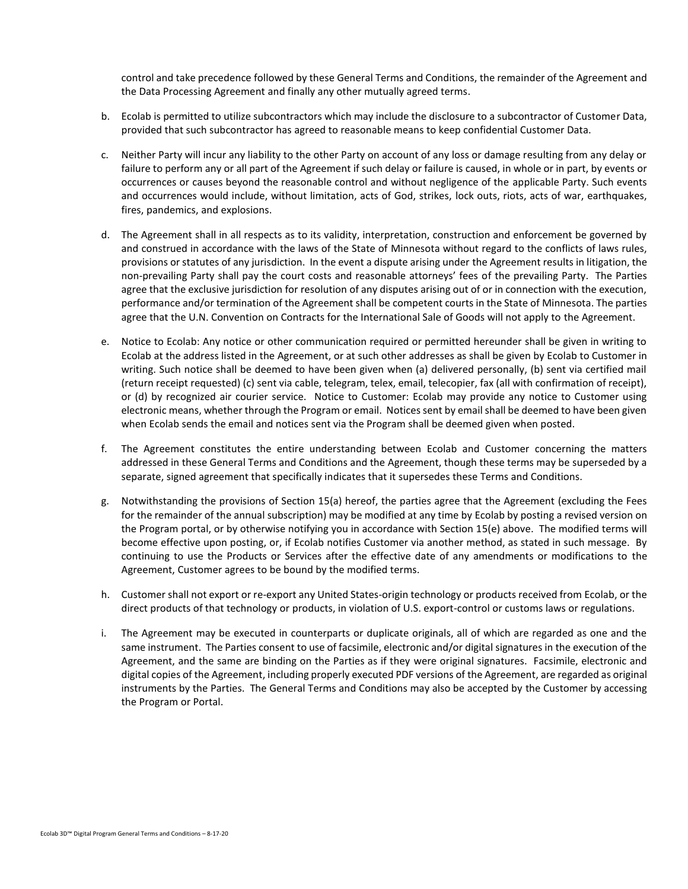control and take precedence followed by these General Terms and Conditions, the remainder of the Agreement and the Data Processing Agreement and finally any other mutually agreed terms.

b. Ecolab is permitted to utilize subcontractors which may include the disclosure to a subcontractor of Customer Data, provided that such subcontractor has agreed to reasonable means to keep confidential Customer Data.

c. Neither Party will incur any liability to the other Party on account of any loss or damage resulting from any delay or failure to perform any or all part of the Agreement if such delay or failure is caused, in whole or in part, by events or occurrences or causes beyond the reasonable control and without negligence of the applicable Party. Such events and occurrences would include, without limitation, acts of God, strikes, lock outs, riots, acts of war, earthquakes, fires, pandemics, and explosions.

d. The Agreement shall in all respects as to its validity, interpretation, construction and enforcement be governed by and construed in accordance with the laws of the State of Minnesota without regard to the conflicts of laws rules, provisions or statutes of any jurisdiction. In the event a dispute arising under the Agreement results in litigation, the non-prevailing Party shall pay the court costs and reasonable attorneys' fees of the prevailing Party. The Parties agree that the exclusive jurisdiction for resolution of any disputes arising out of or in connection with the execution, performance and/or termination of the Agreement shall be competent courts in the State of Minnesota. The parties agree that the U.N. Convention on Contracts for the International Sale of Goods will not apply to the Agreement.

e. Notice to Ecolab: Any notice or other communication required or permitted hereunder shall be given in writing to Ecolab at the address listed in the Agreement, or at such other addresses as shall be given by Ecolab to Customer in writing. Such notice shall be deemed to have been given when (a) delivered personally, (b) sent via certified mail (return receipt requested) (c) sent via cable, telegram, telex, email, telecopier, fax (all with confirmation of receipt), or (d) by recognized air courier service. Notice to Customer: Ecolab may provide any notice to Customer using electronic means, whether through the Program or email. Notices sent by email shall be deemed to have been given when Ecolab sends the email and notices sent via the Program shall be deemed given when posted.

f. The Agreement constitutes the entire understanding between Ecolab and Customer concerning the matters addressed in these General Terms and Conditions and the Agreement, though these terms may be superseded by a separate, signed agreement that specifically indicates that it supersedes these Terms and Conditions.

g. Notwithstanding the provisions of Section 15(a) hereof, the parties agree that the Agreement (excluding the Fees for the remainder of the annual subscription) may be modified at any time by Ecolab by posting a revised version on the Program portal, or by otherwise notifying you in accordance with Section 15(e) above. The modified terms will become effective upon posting, or, if Ecolab notifies Customer via another method, as stated in such message. By continuing to use the Products or Services after the effective date of any amendments or modifications to the Agreement, Customer agrees to be bound by the modified terms.

h. Customer shall not export or re-export any United States-origin technology or products received from Ecolab, or the direct products of that technology or products, in violation of U.S. export-control or customs laws or regulations.

i. The Agreement may be executed in counterparts or duplicate originals, all of which are regarded as one and the same instrument. The Parties consent to use of facsimile, electronic and/or digital signatures in the execution of the Agreement, and the same are binding on the Parties as if they were original signatures. Facsimile, electronic and digital copies of the Agreement, including properly executed PDF versions of the Agreement, are regarded as original instruments by the Parties. The General Terms and Conditions may also be accepted by the Customer by accessing the Program or Portal.